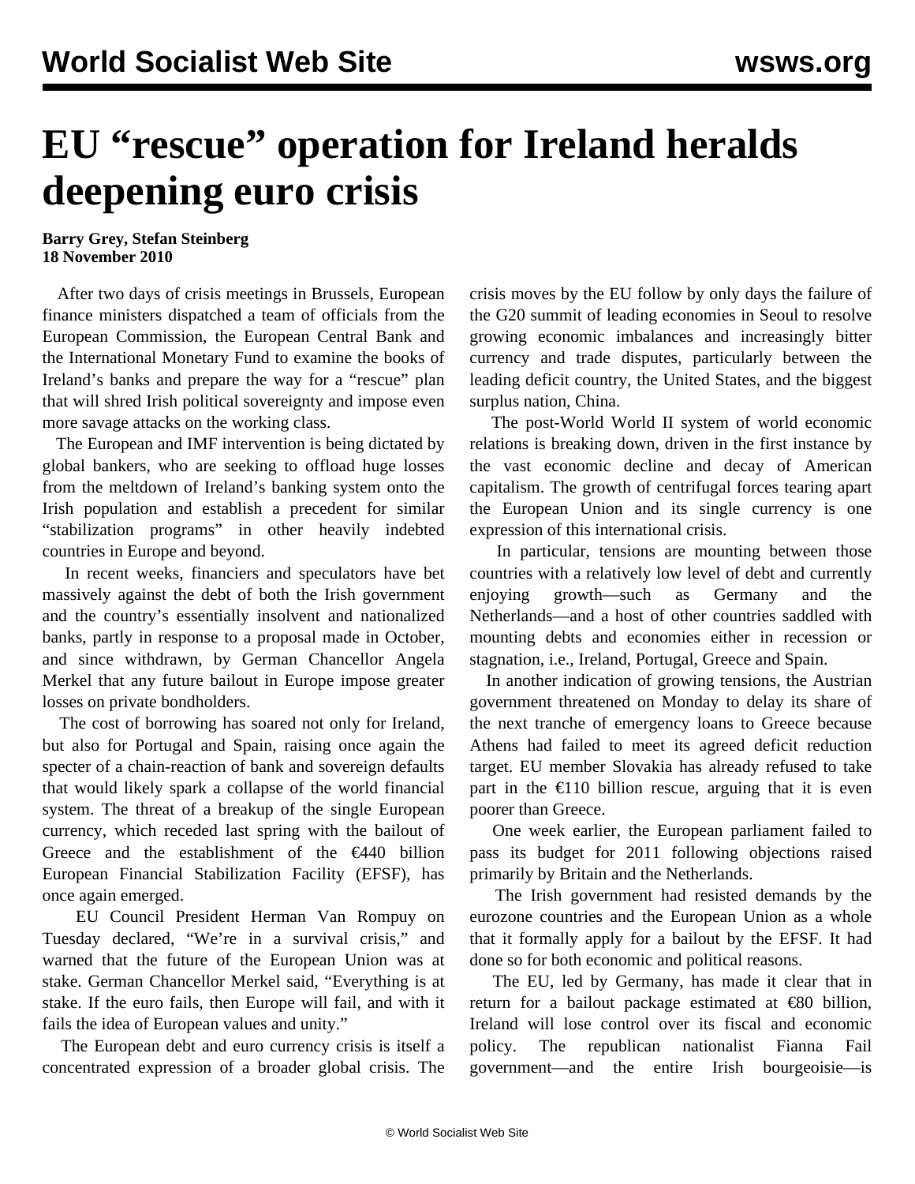# EU "rescue" operation for Ireland heralds deepening euro crisis

**Barry Grey, Stefan Steinberg**
**18 November 2010**

After two days of crisis meetings in Brussels, European finance ministers dispatched a team of officials from the European Commission, the European Central Bank and the International Monetary Fund to examine the books of Ireland's banks and prepare the way for a "rescue" plan that will shred Irish political sovereignty and impose even more savage attacks on the working class.

The European and IMF intervention is being dictated by global bankers, who are seeking to offload huge losses from the meltdown of Ireland's banking system onto the Irish population and establish a precedent for similar "stabilization programs" in other heavily indebted countries in Europe and beyond.

In recent weeks, financiers and speculators have bet massively against the debt of both the Irish government and the country's essentially insolvent and nationalized banks, partly in response to a proposal made in October, and since withdrawn, by German Chancellor Angela Merkel that any future bailout in Europe impose greater losses on private bondholders.

The cost of borrowing has soared not only for Ireland, but also for Portugal and Spain, raising once again the specter of a chain-reaction of bank and sovereign defaults that would likely spark a collapse of the world financial system. The threat of a breakup of the single European currency, which receded last spring with the bailout of Greece and the establishment of the €440 billion European Financial Stabilization Facility (EFSF), has once again emerged.

EU Council President Herman Van Rompuy on Tuesday declared, "We're in a survival crisis," and warned that the future of the European Union was at stake. German Chancellor Merkel said, "Everything is at stake. If the euro fails, then Europe will fail, and with it fails the idea of European values and unity."

The European debt and euro currency crisis is itself a concentrated expression of a broader global crisis. The crisis moves by the EU follow by only days the failure of the G20 summit of leading economies in Seoul to resolve growing economic imbalances and increasingly bitter currency and trade disputes, particularly between the leading deficit country, the United States, and the biggest surplus nation, China.

The post-World World II system of world economic relations is breaking down, driven in the first instance by the vast economic decline and decay of American capitalism. The growth of centrifugal forces tearing apart the European Union and its single currency is one expression of this international crisis.

In particular, tensions are mounting between those countries with a relatively low level of debt and currently enjoying growth—such as Germany and the Netherlands—and a host of other countries saddled with mounting debts and economies either in recession or stagnation, i.e., Ireland, Portugal, Greece and Spain.

In another indication of growing tensions, the Austrian government threatened on Monday to delay its share of the next tranche of emergency loans to Greece because Athens had failed to meet its agreed deficit reduction target. EU member Slovakia has already refused to take part in the €110 billion rescue, arguing that it is even poorer than Greece.

One week earlier, the European parliament failed to pass its budget for 2011 following objections raised primarily by Britain and the Netherlands.

The Irish government had resisted demands by the eurozone countries and the European Union as a whole that it formally apply for a bailout by the EFSF. It had done so for both economic and political reasons.

The EU, led by Germany, has made it clear that in return for a bailout package estimated at €80 billion, Ireland will lose control over its fiscal and economic policy. The republican nationalist Fianna Fail government—and the entire Irish bourgeoisie—is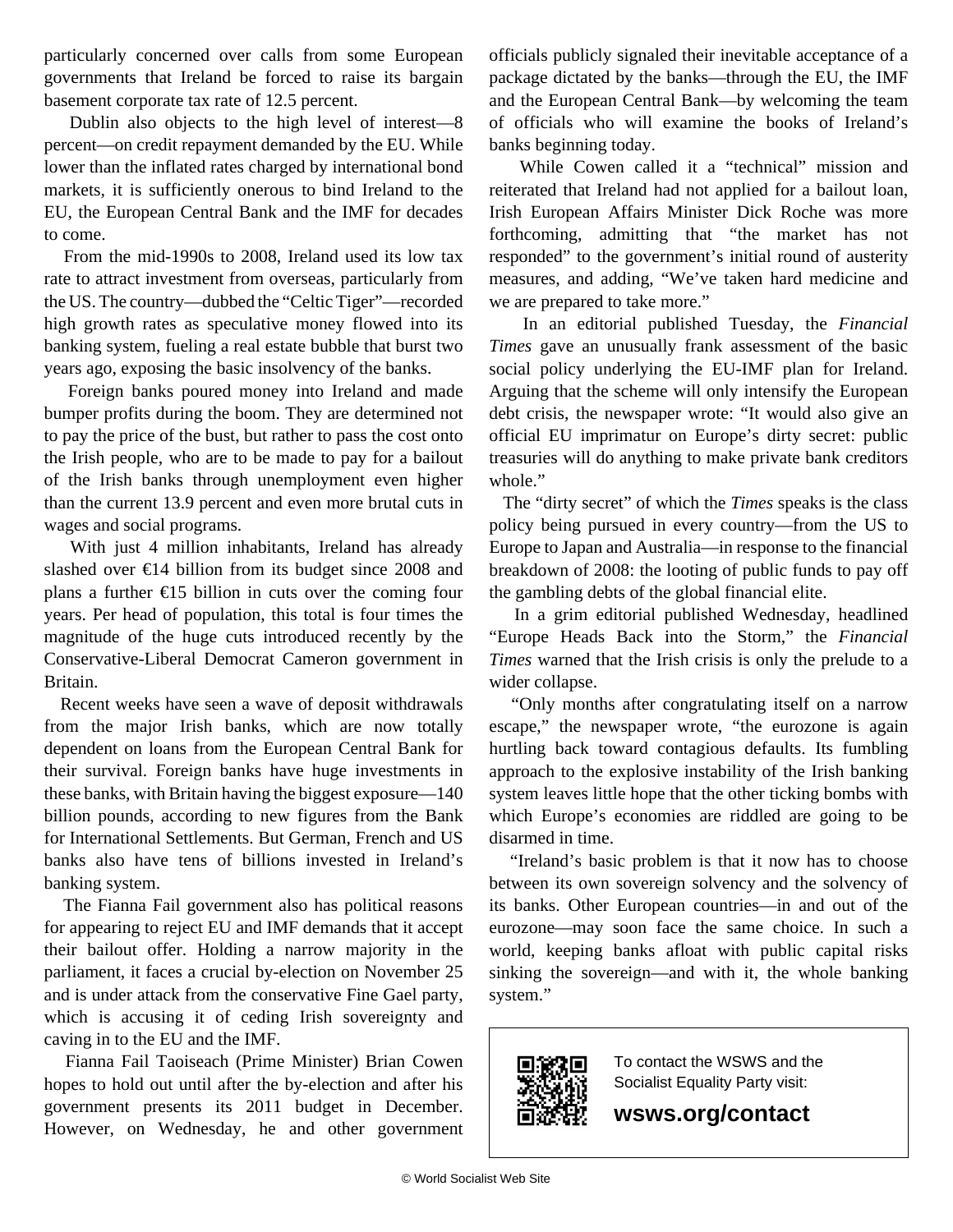particularly concerned over calls from some European governments that Ireland be forced to raise its bargain basement corporate tax rate of 12.5 percent.

Dublin also objects to the high level of interest—8 percent—on credit repayment demanded by the EU. While lower than the inflated rates charged by international bond markets, it is sufficiently onerous to bind Ireland to the EU, the European Central Bank and the IMF for decades to come.

From the mid-1990s to 2008, Ireland used its low tax rate to attract investment from overseas, particularly from the US. The country—dubbed the "Celtic Tiger"—recorded high growth rates as speculative money flowed into its banking system, fueling a real estate bubble that burst two years ago, exposing the basic insolvency of the banks.

Foreign banks poured money into Ireland and made bumper profits during the boom. They are determined not to pay the price of the bust, but rather to pass the cost onto the Irish people, who are to be made to pay for a bailout of the Irish banks through unemployment even higher than the current 13.9 percent and even more brutal cuts in wages and social programs.

With just 4 million inhabitants, Ireland has already slashed over €14 billion from its budget since 2008 and plans a further €15 billion in cuts over the coming four years. Per head of population, this total is four times the magnitude of the huge cuts introduced recently by the Conservative-Liberal Democrat Cameron government in Britain.

Recent weeks have seen a wave of deposit withdrawals from the major Irish banks, which are now totally dependent on loans from the European Central Bank for their survival. Foreign banks have huge investments in these banks, with Britain having the biggest exposure—140 billion pounds, according to new figures from the Bank for International Settlements. But German, French and US banks also have tens of billions invested in Ireland's banking system.

The Fianna Fail government also has political reasons for appearing to reject EU and IMF demands that it accept their bailout offer. Holding a narrow majority in the parliament, it faces a crucial by-election on November 25 and is under attack from the conservative Fine Gael party, which is accusing it of ceding Irish sovereignty and caving in to the EU and the IMF.

Fianna Fail Taoiseach (Prime Minister) Brian Cowen hopes to hold out until after the by-election and after his government presents its 2011 budget in December. However, on Wednesday, he and other government officials publicly signaled their inevitable acceptance of a package dictated by the banks—through the EU, the IMF and the European Central Bank—by welcoming the team of officials who will examine the books of Ireland's banks beginning today.

While Cowen called it a "technical" mission and reiterated that Ireland had not applied for a bailout loan, Irish European Affairs Minister Dick Roche was more forthcoming, admitting that "the market has not responded" to the government's initial round of austerity measures, and adding, "We've taken hard medicine and we are prepared to take more."

In an editorial published Tuesday, the *Financial Times* gave an unusually frank assessment of the basic social policy underlying the EU-IMF plan for Ireland. Arguing that the scheme will only intensify the European debt crisis, the newspaper wrote: "It would also give an official EU imprimatur on Europe's dirty secret: public treasuries will do anything to make private bank creditors whole."

The "dirty secret" of which the *Times* speaks is the class policy being pursued in every country—from the US to Europe to Japan and Australia—in response to the financial breakdown of 2008: the looting of public funds to pay off the gambling debts of the global financial elite.

In a grim editorial published Wednesday, headlined "Europe Heads Back into the Storm," the *Financial Times* warned that the Irish crisis is only the prelude to a wider collapse.

"Only months after congratulating itself on a narrow escape," the newspaper wrote, "the eurozone is again hurtling back toward contagious defaults. Its fumbling approach to the explosive instability of the Irish banking system leaves little hope that the other ticking bombs with which Europe's economies are riddled are going to be disarmed in time.

"Ireland's basic problem is that it now has to choose between its own sovereign solvency and the solvency of its banks. Other European countries—in and out of the eurozone—may soon face the same choice. In such a world, keeping banks afloat with public capital risks sinking the sovereign—and with it, the whole banking system."

To contact the WSWS and the Socialist Equality Party visit:

**wsws.org/contact**